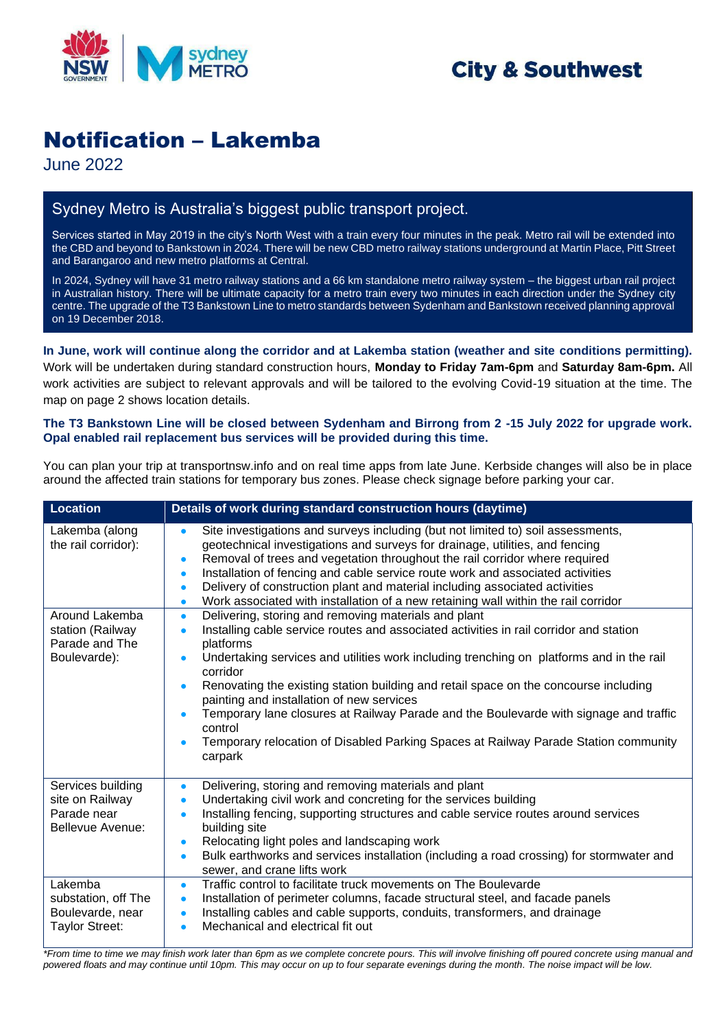City & Southwest

# Notification – Lakemba

June 2022

## Sydney Metro is Australia's biggest public transport project.

Services started in May 2019 in the city's North West with a train every four minutes in the peak. Metro rail will be extended into the CBD and beyond to Bankstown in 2024. There will be new CBD metro railway stations underground at Martin Place, Pitt Street and Barangaroo and new metro platforms at Central.

In 2024, Sydney will have 31 metro railway stations and a 66 km standalone metro railway system – the biggest urban rail project in Australian history. There will be ultimate capacity for a metro train every two minutes in each direction under the Sydney city centre. The upgrade of the T3 Bankstown Line to metro standards between Sydenham and Bankstown received planning approval on 19 December 2018.

**In June, work will continue along the corridor and at Lakemba station (weather and site conditions permitting).** Work will be undertaken during standard construction hours, **Monday to Friday 7am-6pm** and **Saturday 8am-6pm.** All work activities are subject to relevant approvals and will be tailored to the evolving Covid-19 situation at the time. The map on page 2 shows location details.

**The T3 Bankstown Line will be closed between Sydenham and Birrong from 2 -15 July 2022 for upgrade work. Opal enabled rail replacement bus services will be provided during this time.**

You can plan your trip at transportnsw.info and on real time apps from late June. Kerbside changes will also be in place around the affected train stations for temporary bus zones. Please check signage before parking your car.

| Location | Details of work during standard construction hours (daytime) |
|---|---|
| Lakemba (along the rail corridor): | • Site investigations and surveys including (but not limited to) soil assessments, geotechnical investigations and surveys for drainage, utilities, and fencing<br>• Removal of trees and vegetation throughout the rail corridor where required<br>• Installation of fencing and cable service route work and associated activities<br>• Delivery of construction plant and material including associated activities<br>• Work associated with installation of a new retaining wall within the rail corridor |
| Around Lakemba station (Railway Parade and The Boulevarde): | • Delivering, storing and removing materials and plant<br>• Installing cable service routes and associated activities in rail corridor and station platforms<br>• Undertaking services and utilities work including trenching on platforms and in the rail corridor<br>• Renovating the existing station building and retail space on the concourse including painting and installation of new services<br>• Temporary lane closures at Railway Parade and the Boulevarde with signage and traffic control<br>• Temporary relocation of Disabled Parking Spaces at Railway Parade Station community carpark |
| Services building site on Railway Parade near Bellevue Avenue: | • Delivering, storing and removing materials and plant<br>• Undertaking civil work and concreting for the services building<br>• Installing fencing, supporting structures and cable service routes around services building site<br>• Relocating light poles and landscaping work<br>• Bulk earthworks and services installation (including a road crossing) for stormwater and sewer, and crane lifts work |
| Lakemba substation, off The Boulevarde, near Taylor Street: | • Traffic control to facilitate truck movements on The Boulevarde<br>• Installation of perimeter columns, facade structural steel, and facade panels<br>• Installing cables and cable supports, conduits, transformers, and drainage<br>• Mechanical and electrical fit out |

*\*From time to time we may finish work later than 6pm as we complete concrete pours. This will involve finishing off poured concrete using manual and powered floats and may continue until 10pm. This may occur on up to four separate evenings during the month. The noise impact will be low.*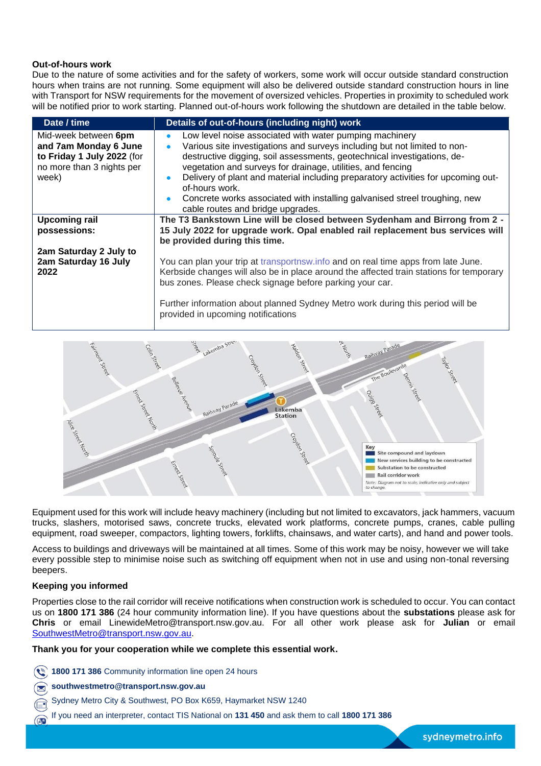**Out-of-hours work**

Due to the nature of some activities and for the safety of workers, some work will occur outside standard construction hours when trains are not running. Some equipment will also be delivered outside standard construction hours in line with Transport for NSW requirements for the movement of oversized vehicles. Properties in proximity to scheduled work will be notified prior to work starting. Planned out-of-hours work following the shutdown are detailed in the table below.

| Date / time | Details of out-of-hours (including night) work |
|---|---|
| Mid-week between **6pm and 7am Monday 6 June to Friday 1 July 2022** (for no more than 3 nights per week) | • Low level noise associated with water pumping machinery<br>• Various site investigations and surveys including but not limited to non-destructive digging, soil assessments, geotechnical investigations, de-vegetation and surveys for drainage, utilities, and fencing<br>• Delivery of plant and material including preparatory activities for upcoming out-of-hours work.<br>• Concrete works associated with installing galvanised streel troughing, new cable routes and bridge upgrades. |
| **Upcoming rail possessions:**<br><br>**2am Saturday 2 July to 2am Saturday 16 July 2022** | **The T3 Bankstown Line will be closed between Sydenham and Birrong from 2 - 15 July 2022 for upgrade work. Opal enabled rail replacement bus services will be provided during this time.**<br><br>You can plan your trip at transportnsw.info and on real time apps from late June. Kerbside changes will also be in place around the affected train stations for temporary bus zones. Please check signage before parking your car.<br><br>Further information about planned Sydney Metro work during this period will be provided in upcoming notifications |

Fairmont Street
Colin Street
Lakemba Street
Croydon Street
Haldon Street
Railway Parade
Taylor Street
The Boulevarde
Dennis Street
Quigg Street
Bellevue Avenue
Ernest Street North
Railway Parade
Lakemba Station
Alice Street North
Sproule Street
Ernest Street
Croydon Street

Key
Site compound and laydown
New services building to be constructed
Substation to be constructed
Rail corridor work
Note: Diagram not to scale, indicative only and subject to change.

Equipment used for this work will include heavy machinery (including but not limited to excavators, jack hammers, vacuum trucks, slashers, motorised saws, concrete trucks, elevated work platforms, concrete pumps, cranes, cable pulling equipment, road sweeper, compactors, lighting towers, forklifts, chainsaws, and water carts), and hand and power tools.

Access to buildings and driveways will be maintained at all times. Some of this work may be noisy, however we will take every possible step to minimise noise such as switching off equipment when not in use and using non-tonal reversing beepers.

**Keeping you informed**

Properties close to the rail corridor will receive notifications when construction work is scheduled to occur. You can contact us on **1800 171 386** (24 hour community information line). If you have questions about the **substations** please ask for **Chris** or email LinewideMetro@transport.nsw.gov.au. For all other work please ask for **Julian** or email SouthwestMetro@transport.nsw.gov.au.

**Thank you for your cooperation while we complete this essential work.**

**1800 171 386** Community information line open 24 hours

**southwestmetro@transport.nsw.gov.au**

Sydney Metro City & Southwest, PO Box K659, Haymarket NSW 1240

If you need an interpreter, contact TIS National on **131 450** and ask them to call **1800 171 386**

sydneymetro.info